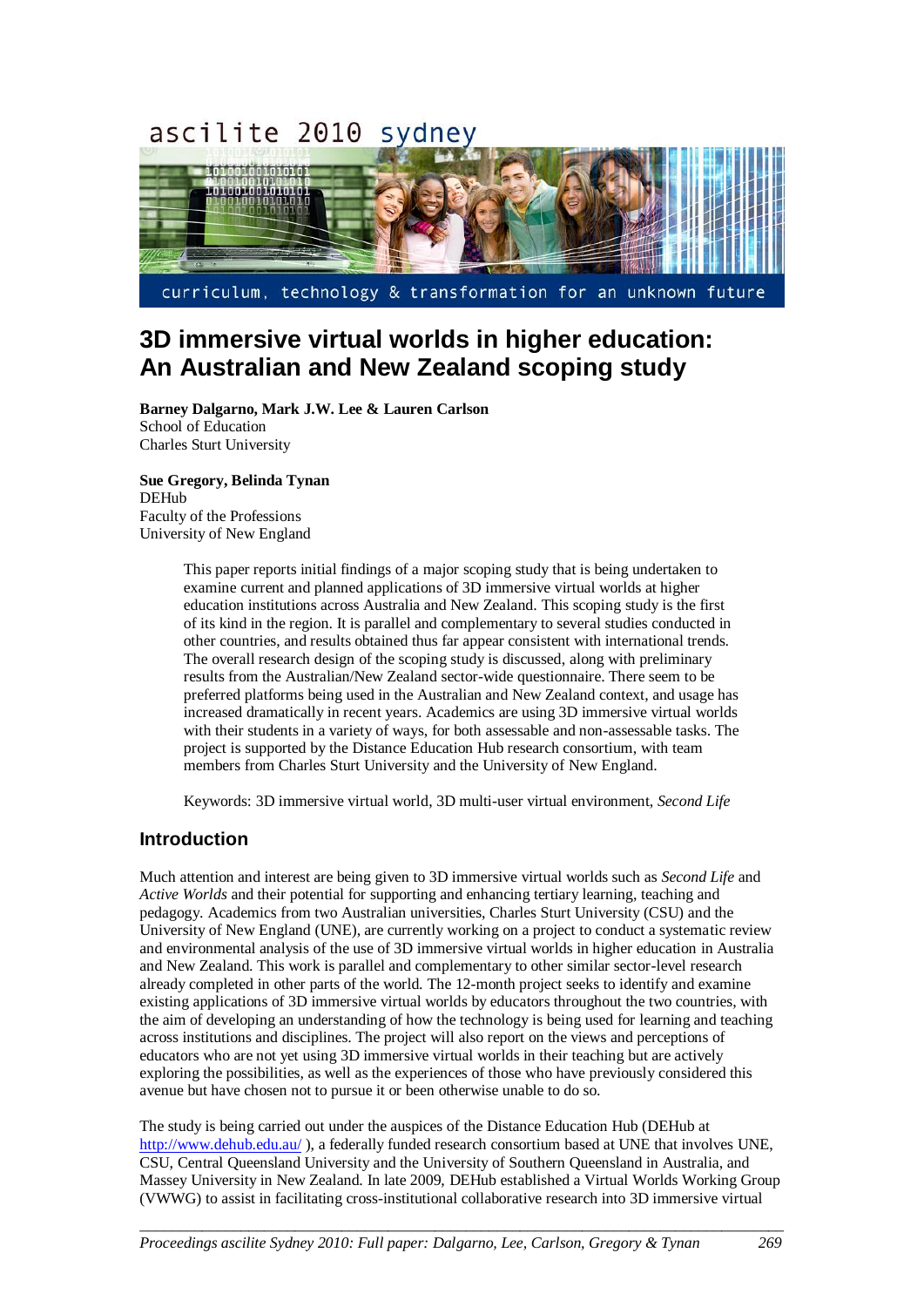# 3D immersive virtual worlds in higher education: An Australian and New Zealand scoping study

**Barney Dalgarno, Mark J.W. Lee & Lauren Carlson**
School of Education
Charles Sturt University

**Sue Gregory, Belinda Tynan**
DEHub
Faculty of the Professions
University of New England

> This paper reports initial findings of a major scoping study that is being undertaken to examine current and planned applications of 3D immersive virtual worlds at higher education institutions across Australia and New Zealand. This scoping study is the first of its kind in the region. It is parallel and complementary to several studies conducted in other countries, and results obtained thus far appear consistent with international trends. The overall research design of the scoping study is discussed, along with preliminary results from the Australian/New Zealand sector-wide questionnaire. There seem to be preferred platforms being used in the Australian and New Zealand context, and usage has increased dramatically in recent years. Academics are using 3D immersive virtual worlds with their students in a variety of ways, for both assessable and non-assessable tasks. The project is supported by the Distance Education Hub research consortium, with team members from Charles Sturt University and the University of New England.
>
> Keywords: 3D immersive virtual world, 3D multi-user virtual environment, *Second Life*

## Introduction

Much attention and interest are being given to 3D immersive virtual worlds such as *Second Life* and *Active Worlds* and their potential for supporting and enhancing tertiary learning, teaching and pedagogy. Academics from two Australian universities, Charles Sturt University (CSU) and the University of New England (UNE), are currently working on a project to conduct a systematic review and environmental analysis of the use of 3D immersive virtual worlds in higher education in Australia and New Zealand. This work is parallel and complementary to other similar sector-level research already completed in other parts of the world. The 12-month project seeks to identify and examine existing applications of 3D immersive virtual worlds by educators throughout the two countries, with the aim of developing an understanding of how the technology is being used for learning and teaching across institutions and disciplines. The project will also report on the views and perceptions of educators who are not yet using 3D immersive virtual worlds in their teaching but are actively exploring the possibilities, as well as the experiences of those who have previously considered this avenue but have chosen not to pursue it or been otherwise unable to do so.

The study is being carried out under the auspices of the Distance Education Hub (DEHub at http://www.dehub.edu.au/ ), a federally funded research consortium based at UNE that involves UNE, CSU, Central Queensland University and the University of Southern Queensland in Australia, and Massey University in New Zealand. In late 2009, DEHub established a Virtual Worlds Working Group (VWWG) to assist in facilitating cross-institutional collaborative research into 3D immersive virtual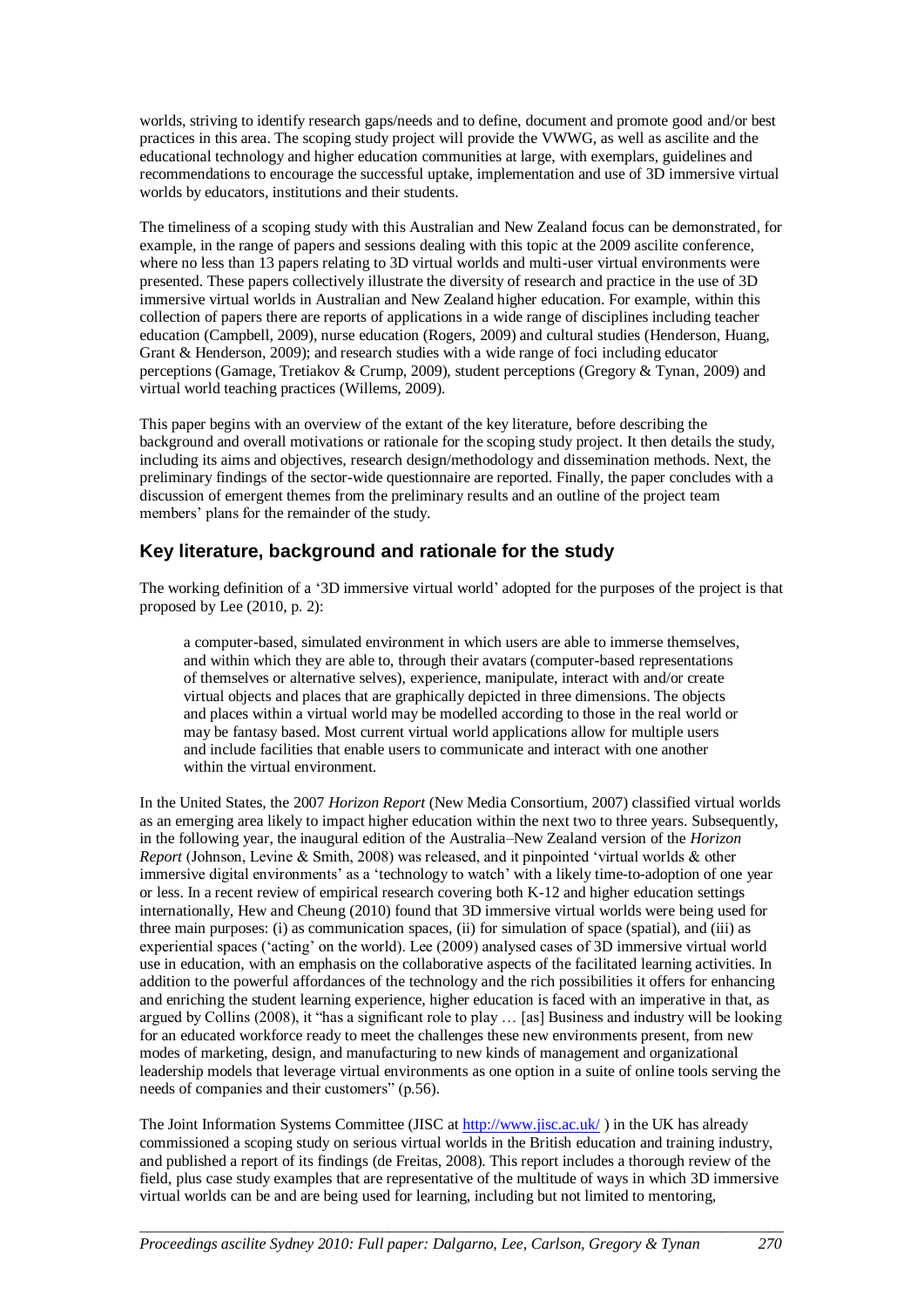worlds, striving to identify research gaps/needs and to define, document and promote good and/or best practices in this area. The scoping study project will provide the VWWG, as well as ascilite and the educational technology and higher education communities at large, with exemplars, guidelines and recommendations to encourage the successful uptake, implementation and use of 3D immersive virtual worlds by educators, institutions and their students.

The timeliness of a scoping study with this Australian and New Zealand focus can be demonstrated, for example, in the range of papers and sessions dealing with this topic at the 2009 ascilite conference, where no less than 13 papers relating to 3D virtual worlds and multi-user virtual environments were presented. These papers collectively illustrate the diversity of research and practice in the use of 3D immersive virtual worlds in Australian and New Zealand higher education. For example, within this collection of papers there are reports of applications in a wide range of disciplines including teacher education (Campbell, 2009), nurse education (Rogers, 2009) and cultural studies (Henderson, Huang, Grant & Henderson, 2009); and research studies with a wide range of foci including educator perceptions (Gamage, Tretiakov & Crump, 2009), student perceptions (Gregory & Tynan, 2009) and virtual world teaching practices (Willems, 2009).

This paper begins with an overview of the extant of the key literature, before describing the background and overall motivations or rationale for the scoping study project. It then details the study, including its aims and objectives, research design/methodology and dissemination methods. Next, the preliminary findings of the sector-wide questionnaire are reported. Finally, the paper concludes with a discussion of emergent themes from the preliminary results and an outline of the project team members' plans for the remainder of the study.

## Key literature, background and rationale for the study

The working definition of a '3D immersive virtual world' adopted for the purposes of the project is that proposed by Lee (2010, p. 2):

> a computer-based, simulated environment in which users are able to immerse themselves, and within which they are able to, through their avatars (computer-based representations of themselves or alternative selves), experience, manipulate, interact with and/or create virtual objects and places that are graphically depicted in three dimensions. The objects and places within a virtual world may be modelled according to those in the real world or may be fantasy based. Most current virtual world applications allow for multiple users and include facilities that enable users to communicate and interact with one another within the virtual environment.

In the United States, the 2007 *Horizon Report* (New Media Consortium, 2007) classified virtual worlds as an emerging area likely to impact higher education within the next two to three years. Subsequently, in the following year, the inaugural edition of the Australia–New Zealand version of the *Horizon Report* (Johnson, Levine & Smith, 2008) was released, and it pinpointed 'virtual worlds & other immersive digital environments' as a 'technology to watch' with a likely time-to-adoption of one year or less. In a recent review of empirical research covering both K-12 and higher education settings internationally, Hew and Cheung (2010) found that 3D immersive virtual worlds were being used for three main purposes: (i) as communication spaces, (ii) for simulation of space (spatial), and (iii) as experiential spaces ('acting' on the world). Lee (2009) analysed cases of 3D immersive virtual world use in education, with an emphasis on the collaborative aspects of the facilitated learning activities. In addition to the powerful affordances of the technology and the rich possibilities it offers for enhancing and enriching the student learning experience, higher education is faced with an imperative in that, as argued by Collins (2008), it "has a significant role to play … [as] Business and industry will be looking for an educated workforce ready to meet the challenges these new environments present, from new modes of marketing, design, and manufacturing to new kinds of management and organizational leadership models that leverage virtual environments as one option in a suite of online tools serving the needs of companies and their customers" (p.56).

The Joint Information Systems Committee (JISC at http://www.jisc.ac.uk/ ) in the UK has already commissioned a scoping study on serious virtual worlds in the British education and training industry, and published a report of its findings (de Freitas, 2008). This report includes a thorough review of the field, plus case study examples that are representative of the multitude of ways in which 3D immersive virtual worlds can be and are being used for learning, including but not limited to mentoring,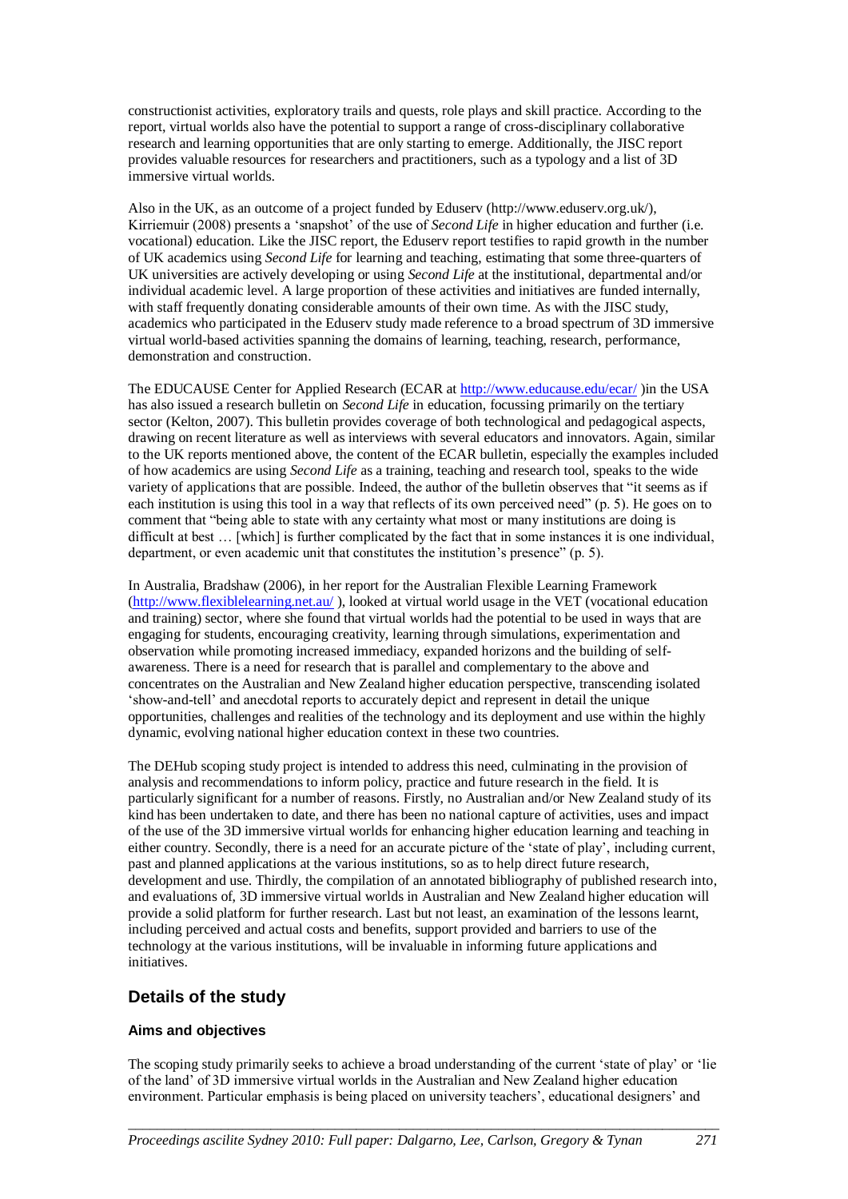constructionist activities, exploratory trails and quests, role plays and skill practice. According to the report, virtual worlds also have the potential to support a range of cross-disciplinary collaborative research and learning opportunities that are only starting to emerge. Additionally, the JISC report provides valuable resources for researchers and practitioners, such as a typology and a list of 3D immersive virtual worlds.

Also in the UK, as an outcome of a project funded by Eduserv (http://www.eduserv.org.uk/), Kirriemuir (2008) presents a 'snapshot' of the use of *Second Life* in higher education and further (i.e. vocational) education. Like the JISC report, the Eduserv report testifies to rapid growth in the number of UK academics using *Second Life* for learning and teaching, estimating that some three-quarters of UK universities are actively developing or using *Second Life* at the institutional, departmental and/or individual academic level. A large proportion of these activities and initiatives are funded internally, with staff frequently donating considerable amounts of their own time. As with the JISC study, academics who participated in the Eduserv study made reference to a broad spectrum of 3D immersive virtual world-based activities spanning the domains of learning, teaching, research, performance, demonstration and construction.

The EDUCAUSE Center for Applied Research (ECAR at http://www.educause.edu/ecar/ )in the USA has also issued a research bulletin on *Second Life* in education, focussing primarily on the tertiary sector (Kelton, 2007). This bulletin provides coverage of both technological and pedagogical aspects, drawing on recent literature as well as interviews with several educators and innovators. Again, similar to the UK reports mentioned above, the content of the ECAR bulletin, especially the examples included of how academics are using *Second Life* as a training, teaching and research tool, speaks to the wide variety of applications that are possible. Indeed, the author of the bulletin observes that "it seems as if each institution is using this tool in a way that reflects of its own perceived need" (p. 5). He goes on to comment that "being able to state with any certainty what most or many institutions are doing is difficult at best … [which] is further complicated by the fact that in some instances it is one individual, department, or even academic unit that constitutes the institution's presence" (p. 5).

In Australia, Bradshaw (2006), in her report for the Australian Flexible Learning Framework (http://www.flexiblelearning.net.au/ ), looked at virtual world usage in the VET (vocational education and training) sector, where she found that virtual worlds had the potential to be used in ways that are engaging for students, encouraging creativity, learning through simulations, experimentation and observation while promoting increased immediacy, expanded horizons and the building of self-awareness. There is a need for research that is parallel and complementary to the above and concentrates on the Australian and New Zealand higher education perspective, transcending isolated 'show-and-tell' and anecdotal reports to accurately depict and represent in detail the unique opportunities, challenges and realities of the technology and its deployment and use within the highly dynamic, evolving national higher education context in these two countries.

The DEHub scoping study project is intended to address this need, culminating in the provision of analysis and recommendations to inform policy, practice and future research in the field. It is particularly significant for a number of reasons. Firstly, no Australian and/or New Zealand study of its kind has been undertaken to date, and there has been no national capture of activities, uses and impact of the use of the 3D immersive virtual worlds for enhancing higher education learning and teaching in either country. Secondly, there is a need for an accurate picture of the 'state of play', including current, past and planned applications at the various institutions, so as to help direct future research, development and use. Thirdly, the compilation of an annotated bibliography of published research into, and evaluations of, 3D immersive virtual worlds in Australian and New Zealand higher education will provide a solid platform for further research. Last but not least, an examination of the lessons learnt, including perceived and actual costs and benefits, support provided and barriers to use of the technology at the various institutions, will be invaluable in informing future applications and initiatives.

## Details of the study

### Aims and objectives

The scoping study primarily seeks to achieve a broad understanding of the current 'state of play' or 'lie of the land' of 3D immersive virtual worlds in the Australian and New Zealand higher education environment. Particular emphasis is being placed on university teachers', educational designers' and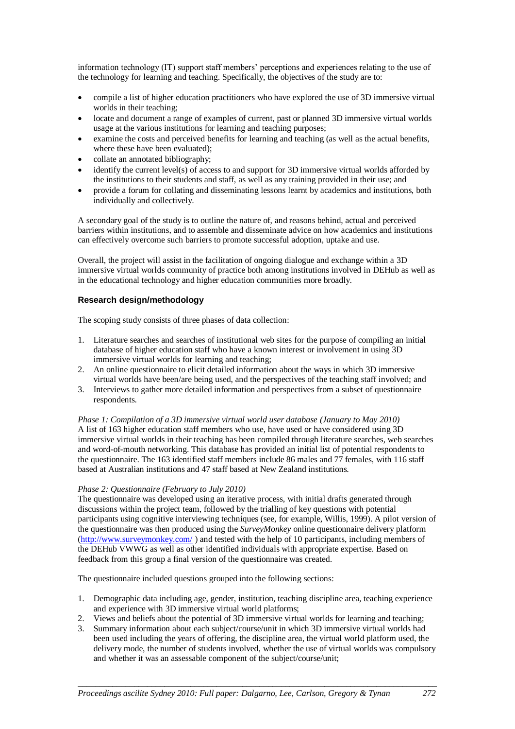information technology (IT) support staff members' perceptions and experiences relating to the use of the technology for learning and teaching. Specifically, the objectives of the study are to:

- compile a list of higher education practitioners who have explored the use of 3D immersive virtual worlds in their teaching;
- locate and document a range of examples of current, past or planned 3D immersive virtual worlds usage at the various institutions for learning and teaching purposes;
- examine the costs and perceived benefits for learning and teaching (as well as the actual benefits, where these have been evaluated);
- collate an annotated bibliography;
- identify the current level(s) of access to and support for 3D immersive virtual worlds afforded by the institutions to their students and staff, as well as any training provided in their use; and
- provide a forum for collating and disseminating lessons learnt by academics and institutions, both individually and collectively.

A secondary goal of the study is to outline the nature of, and reasons behind, actual and perceived barriers within institutions, and to assemble and disseminate advice on how academics and institutions can effectively overcome such barriers to promote successful adoption, uptake and use.

Overall, the project will assist in the facilitation of ongoing dialogue and exchange within a 3D immersive virtual worlds community of practice both among institutions involved in DEHub as well as in the educational technology and higher education communities more broadly.

### Research design/methodology

The scoping study consists of three phases of data collection:

1. Literature searches and searches of institutional web sites for the purpose of compiling an initial database of higher education staff who have a known interest or involvement in using 3D immersive virtual worlds for learning and teaching;
2. An online questionnaire to elicit detailed information about the ways in which 3D immersive virtual worlds have been/are being used, and the perspectives of the teaching staff involved; and
3. Interviews to gather more detailed information and perspectives from a subset of questionnaire respondents.

*Phase 1: Compilation of a 3D immersive virtual world user database (January to May 2010)*
A list of 163 higher education staff members who use, have used or have considered using 3D immersive virtual worlds in their teaching has been compiled through literature searches, web searches and word-of-mouth networking. This database has provided an initial list of potential respondents to the questionnaire. The 163 identified staff members include 86 males and 77 females, with 116 staff based at Australian institutions and 47 staff based at New Zealand institutions.

*Phase 2: Questionnaire (February to July 2010)*
The questionnaire was developed using an iterative process, with initial drafts generated through discussions within the project team, followed by the trialling of key questions with potential participants using cognitive interviewing techniques (see, for example, Willis, 1999). A pilot version of the questionnaire was then produced using the *SurveyMonkey* online questionnaire delivery platform (http://www.surveymonkey.com/ ) and tested with the help of 10 participants, including members of the DEHub VWWG as well as other identified individuals with appropriate expertise. Based on feedback from this group a final version of the questionnaire was created.

The questionnaire included questions grouped into the following sections:

1. Demographic data including age, gender, institution, teaching discipline area, teaching experience and experience with 3D immersive virtual world platforms;
2. Views and beliefs about the potential of 3D immersive virtual worlds for learning and teaching;
3. Summary information about each subject/course/unit in which 3D immersive virtual worlds had been used including the years of offering, the discipline area, the virtual world platform used, the delivery mode, the number of students involved, whether the use of virtual worlds was compulsory and whether it was an assessable component of the subject/course/unit;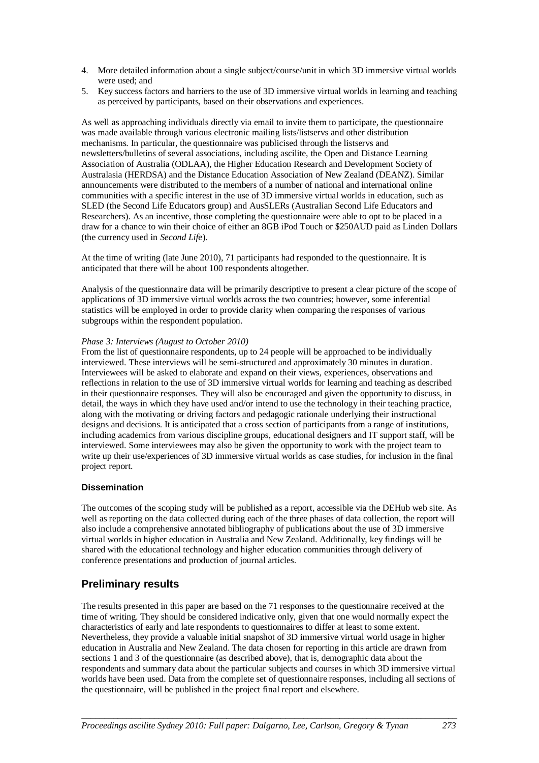4. More detailed information about a single subject/course/unit in which 3D immersive virtual worlds were used; and
5. Key success factors and barriers to the use of 3D immersive virtual worlds in learning and teaching as perceived by participants, based on their observations and experiences.

As well as approaching individuals directly via email to invite them to participate, the questionnaire was made available through various electronic mailing lists/listservs and other distribution mechanisms. In particular, the questionnaire was publicised through the listservs and newsletters/bulletins of several associations, including ascilite, the Open and Distance Learning Association of Australia (ODLAA), the Higher Education Research and Development Society of Australasia (HERDSA) and the Distance Education Association of New Zealand (DEANZ). Similar announcements were distributed to the members of a number of national and international online communities with a specific interest in the use of 3D immersive virtual worlds in education, such as SLED (the Second Life Educators group) and AusSLERs (Australian Second Life Educators and Researchers). As an incentive, those completing the questionnaire were able to opt to be placed in a draw for a chance to win their choice of either an 8GB iPod Touch or $250AUD paid as Linden Dollars (the currency used in *Second Life*).

At the time of writing (late June 2010), 71 participants had responded to the questionnaire. It is anticipated that there will be about 100 respondents altogether.

Analysis of the questionnaire data will be primarily descriptive to present a clear picture of the scope of applications of 3D immersive virtual worlds across the two countries; however, some inferential statistics will be employed in order to provide clarity when comparing the responses of various subgroups within the respondent population.

*Phase 3: Interviews (August to October 2010)*
From the list of questionnaire respondents, up to 24 people will be approached to be individually interviewed. These interviews will be semi-structured and approximately 30 minutes in duration. Interviewees will be asked to elaborate and expand on their views, experiences, observations and reflections in relation to the use of 3D immersive virtual worlds for learning and teaching as described in their questionnaire responses. They will also be encouraged and given the opportunity to discuss, in detail, the ways in which they have used and/or intend to use the technology in their teaching practice, along with the motivating or driving factors and pedagogic rationale underlying their instructional designs and decisions. It is anticipated that a cross section of participants from a range of institutions, including academics from various discipline groups, educational designers and IT support staff, will be interviewed. Some interviewees may also be given the opportunity to work with the project team to write up their use/experiences of 3D immersive virtual worlds as case studies, for inclusion in the final project report.

### Dissemination

The outcomes of the scoping study will be published as a report, accessible via the DEHub web site. As well as reporting on the data collected during each of the three phases of data collection, the report will also include a comprehensive annotated bibliography of publications about the use of 3D immersive virtual worlds in higher education in Australia and New Zealand. Additionally, key findings will be shared with the educational technology and higher education communities through delivery of conference presentations and production of journal articles.

## Preliminary results

The results presented in this paper are based on the 71 responses to the questionnaire received at the time of writing. They should be considered indicative only, given that one would normally expect the characteristics of early and late respondents to questionnaires to differ at least to some extent. Nevertheless, they provide a valuable initial snapshot of 3D immersive virtual world usage in higher education in Australia and New Zealand. The data chosen for reporting in this article are drawn from sections 1 and 3 of the questionnaire (as described above), that is, demographic data about the respondents and summary data about the particular subjects and courses in which 3D immersive virtual worlds have been used. Data from the complete set of questionnaire responses, including all sections of the questionnaire, will be published in the project final report and elsewhere.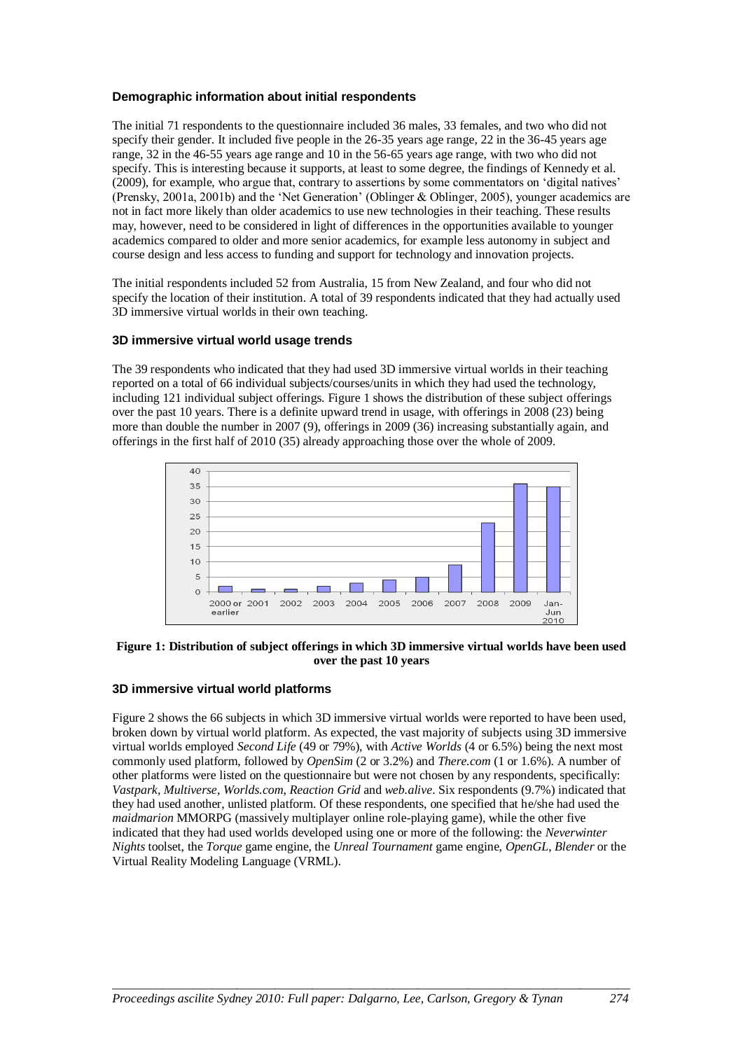### Demographic information about initial respondents

The initial 71 respondents to the questionnaire included 36 males, 33 females, and two who did not specify their gender. It included five people in the 26-35 years age range, 22 in the 36-45 years age range, 32 in the 46-55 years age range and 10 in the 56-65 years age range, with two who did not specify. This is interesting because it supports, at least to some degree, the findings of Kennedy et al. (2009), for example, who argue that, contrary to assertions by some commentators on 'digital natives' (Prensky, 2001a, 2001b) and the 'Net Generation' (Oblinger & Oblinger, 2005), younger academics are not in fact more likely than older academics to use new technologies in their teaching. These results may, however, need to be considered in light of differences in the opportunities available to younger academics compared to older and more senior academics, for example less autonomy in subject and course design and less access to funding and support for technology and innovation projects.

The initial respondents included 52 from Australia, 15 from New Zealand, and four who did not specify the location of their institution. A total of 39 respondents indicated that they had actually used 3D immersive virtual worlds in their own teaching.

### 3D immersive virtual world usage trends

The 39 respondents who indicated that they had used 3D immersive virtual worlds in their teaching reported on a total of 66 individual subjects/courses/units in which they had used the technology, including 121 individual subject offerings. Figure 1 shows the distribution of these subject offerings over the past 10 years. There is a definite upward trend in usage, with offerings in 2008 (23) being more than double the number in 2007 (9), offerings in 2009 (36) increasing substantially again, and offerings in the first half of 2010 (35) already approaching those over the whole of 2009.

**Figure 1: Distribution of subject offerings in which 3D immersive virtual worlds have been used over the past 10 years**

### 3D immersive virtual world platforms

Figure 2 shows the 66 subjects in which 3D immersive virtual worlds were reported to have been used, broken down by virtual world platform. As expected, the vast majority of subjects using 3D immersive virtual worlds employed *Second Life* (49 or 79%), with *Active Worlds* (4 or 6.5%) being the next most commonly used platform, followed by *OpenSim* (2 or 3.2%) and *There.com* (1 or 1.6%). A number of other platforms were listed on the questionnaire but were not chosen by any respondents, specifically: *Vastpark*, *Multiverse*, *Worlds.com*, *Reaction Grid* and *web.alive*. Six respondents (9.7%) indicated that they had used another, unlisted platform. Of these respondents, one specified that he/she had used the *maidmarion* MMORPG (massively multiplayer online role-playing game), while the other five indicated that they had used worlds developed using one or more of the following: the *Neverwinter Nights* toolset, the *Torque* game engine, the *Unreal Tournament* game engine, *OpenGL*, *Blender* or the Virtual Reality Modeling Language (VRML).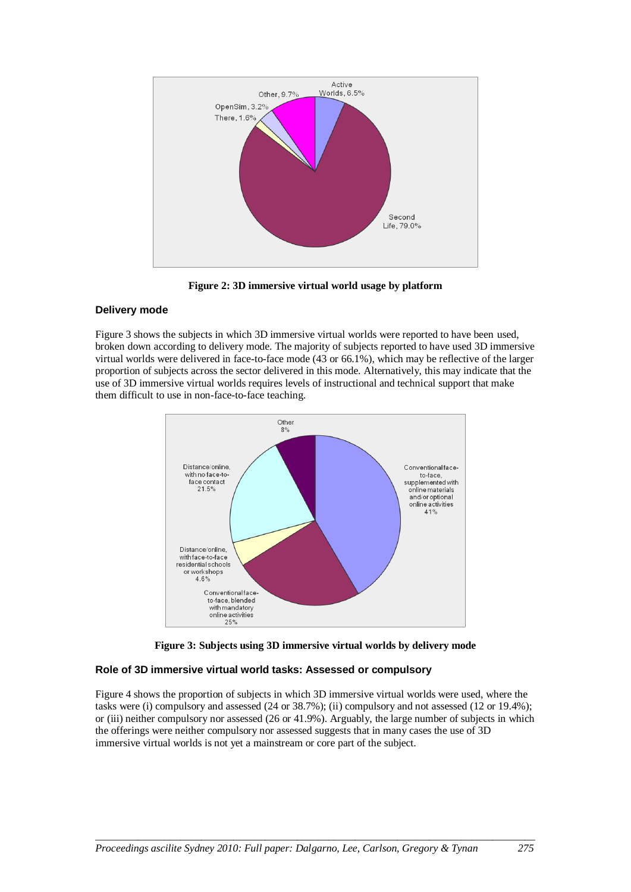**Figure 2: 3D immersive virtual world usage by platform**

### Delivery mode

Figure 3 shows the subjects in which 3D immersive virtual worlds were reported to have been used, broken down according to delivery mode. The majority of subjects reported to have used 3D immersive virtual worlds were delivered in face-to-face mode (43 or 66.1%), which may be reflective of the larger proportion of subjects across the sector delivered in this mode. Alternatively, this may indicate that the use of 3D immersive virtual worlds requires levels of instructional and technical support that make them difficult to use in non-face-to-face teaching.

**Figure 3: Subjects using 3D immersive virtual worlds by delivery mode**

### Role of 3D immersive virtual world tasks: Assessed or compulsory

Figure 4 shows the proportion of subjects in which 3D immersive virtual worlds were used, where the tasks were (i) compulsory and assessed (24 or 38.7%); (ii) compulsory and not assessed (12 or 19.4%); or (iii) neither compulsory nor assessed (26 or 41.9%). Arguably, the large number of subjects in which the offerings were neither compulsory nor assessed suggests that in many cases the use of 3D immersive virtual worlds is not yet a mainstream or core part of the subject.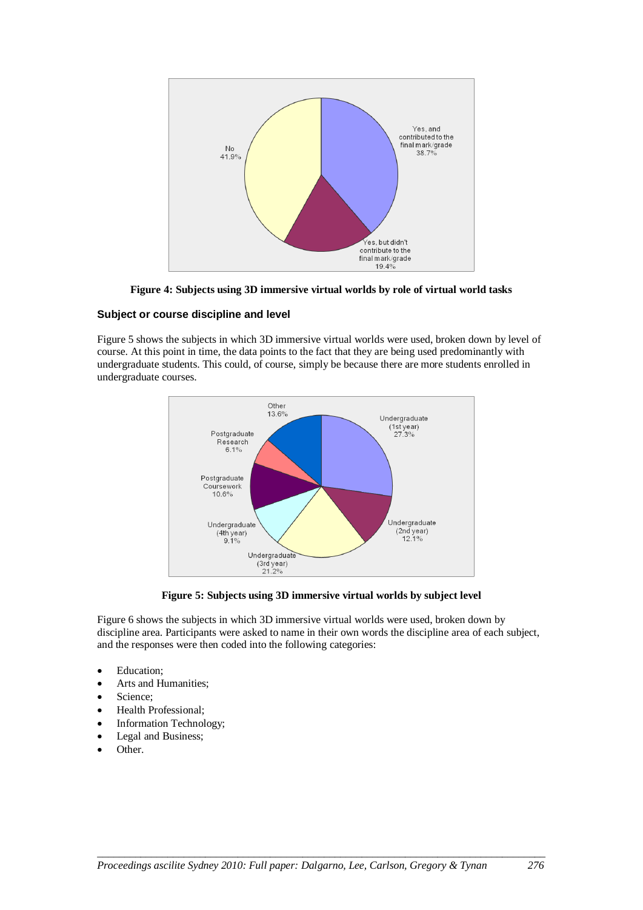**Figure 4: Subjects using 3D immersive virtual worlds by role of virtual world tasks**

### Subject or course discipline and level

Figure 5 shows the subjects in which 3D immersive virtual worlds were used, broken down by level of course. At this point in time, the data points to the fact that they are being used predominantly with undergraduate students. This could, of course, simply be because there are more students enrolled in undergraduate courses.

**Figure 5: Subjects using 3D immersive virtual worlds by subject level**

Figure 6 shows the subjects in which 3D immersive virtual worlds were used, broken down by discipline area. Participants were asked to name in their own words the discipline area of each subject, and the responses were then coded into the following categories:

- Education;
- Arts and Humanities;
- Science;
- Health Professional;
- Information Technology;
- Legal and Business;
- Other.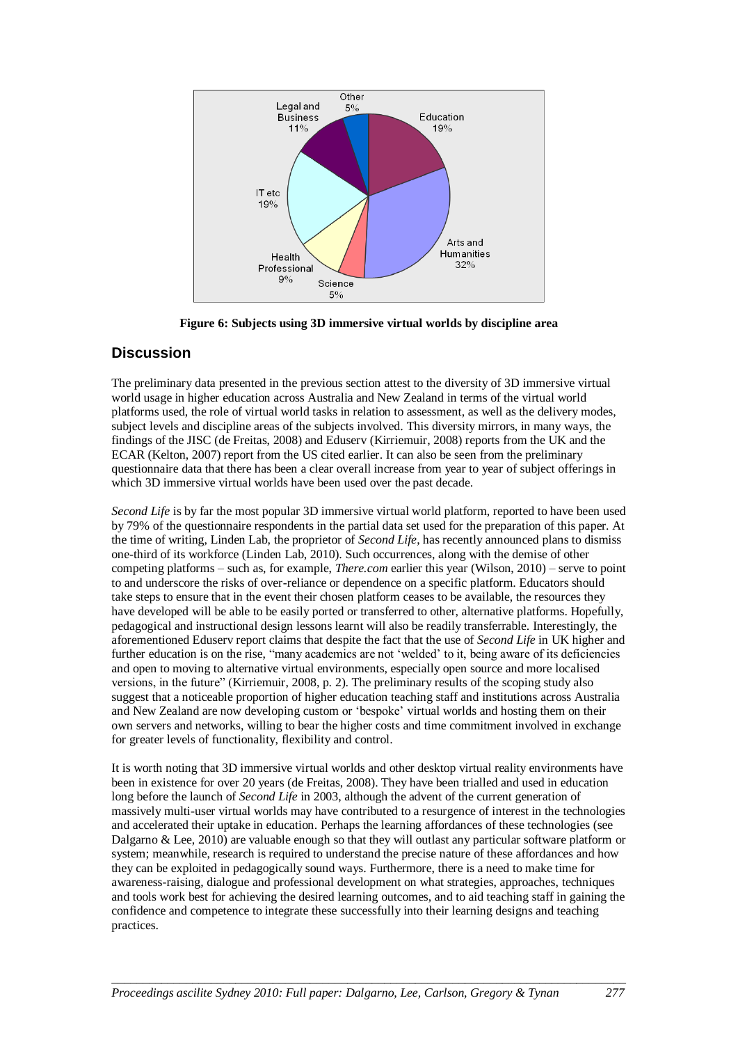Figure 6: Subjects using 3D immersive virtual worlds by discipline area

## Discussion

The preliminary data presented in the previous section attest to the diversity of 3D immersive virtual world usage in higher education across Australia and New Zealand in terms of the virtual world platforms used, the role of virtual world tasks in relation to assessment, as well as the delivery modes, subject levels and discipline areas of the subjects involved. This diversity mirrors, in many ways, the findings of the JISC (de Freitas, 2008) and Eduserv (Kirriemuir, 2008) reports from the UK and the ECAR (Kelton, 2007) report from the US cited earlier. It can also be seen from the preliminary questionnaire data that there has been a clear overall increase from year to year of subject offerings in which 3D immersive virtual worlds have been used over the past decade.

*Second Life* is by far the most popular 3D immersive virtual world platform, reported to have been used by 79% of the questionnaire respondents in the partial data set used for the preparation of this paper. At the time of writing, Linden Lab, the proprietor of *Second Life*, has recently announced plans to dismiss one-third of its workforce (Linden Lab, 2010). Such occurrences, along with the demise of other competing platforms – such as, for example, *There.com* earlier this year (Wilson, 2010) – serve to point to and underscore the risks of over-reliance or dependence on a specific platform. Educators should take steps to ensure that in the event their chosen platform ceases to be available, the resources they have developed will be able to be easily ported or transferred to other, alternative platforms. Hopefully, pedagogical and instructional design lessons learnt will also be readily transferrable. Interestingly, the aforementioned Eduserv report claims that despite the fact that the use of *Second Life* in UK higher and further education is on the rise, "many academics are not 'welded' to it, being aware of its deficiencies and open to moving to alternative virtual environments, especially open source and more localised versions, in the future" (Kirriemuir, 2008, p. 2). The preliminary results of the scoping study also suggest that a noticeable proportion of higher education teaching staff and institutions across Australia and New Zealand are now developing custom or 'bespoke' virtual worlds and hosting them on their own servers and networks, willing to bear the higher costs and time commitment involved in exchange for greater levels of functionality, flexibility and control.

It is worth noting that 3D immersive virtual worlds and other desktop virtual reality environments have been in existence for over 20 years (de Freitas, 2008). They have been trialled and used in education long before the launch of *Second Life* in 2003, although the advent of the current generation of massively multi-user virtual worlds may have contributed to a resurgence of interest in the technologies and accelerated their uptake in education. Perhaps the learning affordances of these technologies (see Dalgarno & Lee, 2010) are valuable enough so that they will outlast any particular software platform or system; meanwhile, research is required to understand the precise nature of these affordances and how they can be exploited in pedagogically sound ways. Furthermore, there is a need to make time for awareness-raising, dialogue and professional development on what strategies, approaches, techniques and tools work best for achieving the desired learning outcomes, and to aid teaching staff in gaining the confidence and competence to integrate these successfully into their learning designs and teaching practices.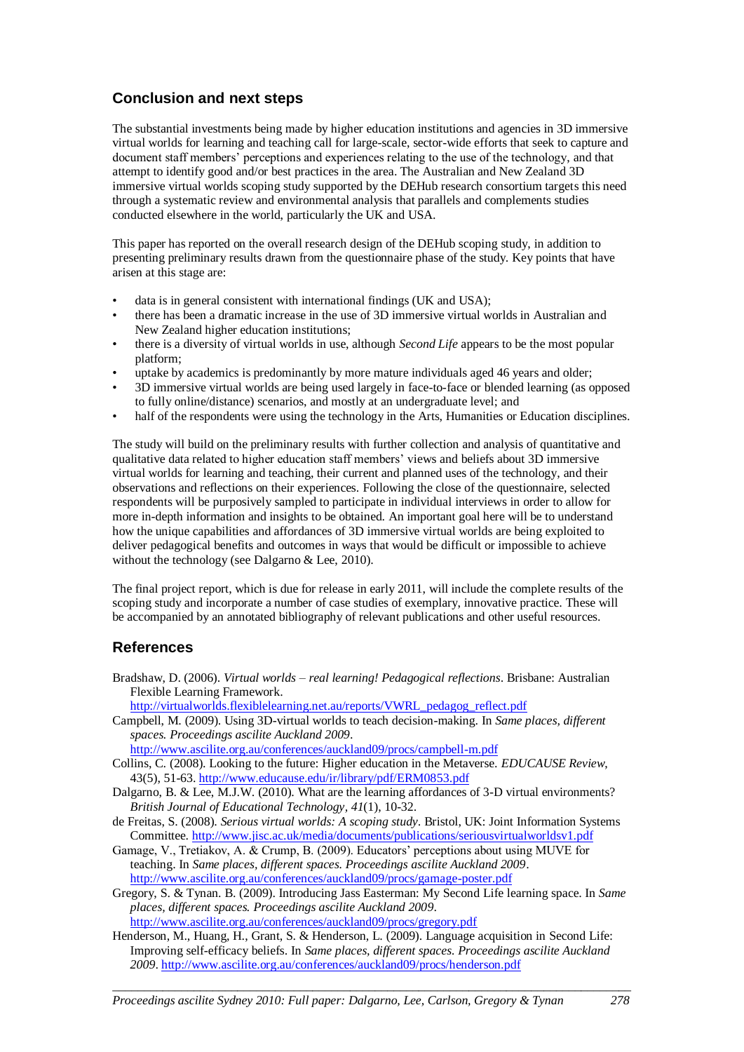## Conclusion and next steps

The substantial investments being made by higher education institutions and agencies in 3D immersive virtual worlds for learning and teaching call for large-scale, sector-wide efforts that seek to capture and document staff members' perceptions and experiences relating to the use of the technology, and that attempt to identify good and/or best practices in the area. The Australian and New Zealand 3D immersive virtual worlds scoping study supported by the DEHub research consortium targets this need through a systematic review and environmental analysis that parallels and complements studies conducted elsewhere in the world, particularly the UK and USA.

This paper has reported on the overall research design of the DEHub scoping study, in addition to presenting preliminary results drawn from the questionnaire phase of the study. Key points that have arisen at this stage are:

- data is in general consistent with international findings (UK and USA);
- there has been a dramatic increase in the use of 3D immersive virtual worlds in Australian and New Zealand higher education institutions;
- there is a diversity of virtual worlds in use, although *Second Life* appears to be the most popular platform;
- uptake by academics is predominantly by more mature individuals aged 46 years and older;
- 3D immersive virtual worlds are being used largely in face-to-face or blended learning (as opposed to fully online/distance) scenarios, and mostly at an undergraduate level; and
- half of the respondents were using the technology in the Arts, Humanities or Education disciplines.

The study will build on the preliminary results with further collection and analysis of quantitative and qualitative data related to higher education staff members' views and beliefs about 3D immersive virtual worlds for learning and teaching, their current and planned uses of the technology, and their observations and reflections on their experiences. Following the close of the questionnaire, selected respondents will be purposively sampled to participate in individual interviews in order to allow for more in-depth information and insights to be obtained. An important goal here will be to understand how the unique capabilities and affordances of 3D immersive virtual worlds are being exploited to deliver pedagogical benefits and outcomes in ways that would be difficult or impossible to achieve without the technology (see Dalgarno & Lee, 2010).

The final project report, which is due for release in early 2011, will include the complete results of the scoping study and incorporate a number of case studies of exemplary, innovative practice. These will be accompanied by an annotated bibliography of relevant publications and other useful resources.

## References

Bradshaw, D. (2006). *Virtual worlds – real learning! Pedagogical reflections*. Brisbane: Australian Flexible Learning Framework. http://virtualworlds.flexiblelearning.net.au/reports/VWRL_pedagog_reflect.pdf

Campbell, M. (2009). Using 3D-virtual worlds to teach decision-making. In *Same places, different spaces. Proceedings ascilite Auckland 2009*. http://www.ascilite.org.au/conferences/auckland09/procs/campbell-m.pdf

Collins, C. (2008). Looking to the future: Higher education in the Metaverse. *EDUCAUSE Review*, 43(5), 51-63. http://www.educause.edu/ir/library/pdf/ERM0853.pdf

Dalgarno, B. & Lee, M.J.W. (2010). What are the learning affordances of 3-D virtual environments? *British Journal of Educational Technology, 41*(1), 10-32.

de Freitas, S. (2008). *Serious virtual worlds: A scoping study*. Bristol, UK: Joint Information Systems Committee. http://www.jisc.ac.uk/media/documents/publications/seriousvirtualworldsv1.pdf

Gamage, V., Tretiakov, A. & Crump, B. (2009). Educators' perceptions about using MUVE for teaching. In *Same places, different spaces. Proceedings ascilite Auckland 2009*. http://www.ascilite.org.au/conferences/auckland09/procs/gamage-poster.pdf

Gregory, S. & Tynan. B. (2009). Introducing Jass Easterman: My Second Life learning space. In *Same places, different spaces. Proceedings ascilite Auckland 2009*. http://www.ascilite.org.au/conferences/auckland09/procs/gregory.pdf

Henderson, M., Huang, H., Grant, S. & Henderson, L. (2009). Language acquisition in Second Life: Improving self-efficacy beliefs. In *Same places, different spaces. Proceedings ascilite Auckland 2009*. http://www.ascilite.org.au/conferences/auckland09/procs/henderson.pdf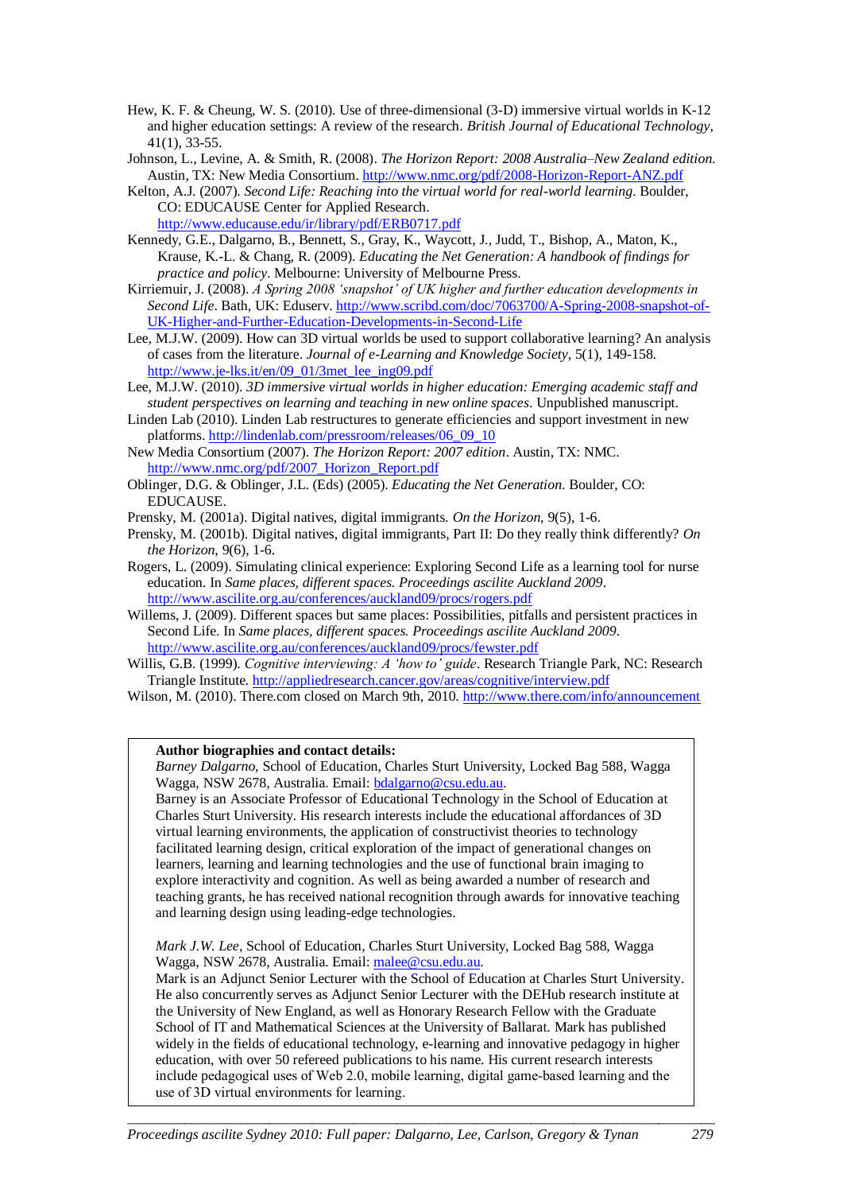Hew, K. F. & Cheung, W. S. (2010). Use of three-dimensional (3-D) immersive virtual worlds in K-12 and higher education settings: A review of the research. *British Journal of Educational Technology*, 41(1), 33-55.

Johnson, L., Levine, A. & Smith, R. (2008). *The Horizon Report: 2008 Australia–New Zealand edition*. Austin, TX: New Media Consortium. http://www.nmc.org/pdf/2008-Horizon-Report-ANZ.pdf

Kelton, A.J. (2007). *Second Life: Reaching into the virtual world for real-world learning*. Boulder, CO: EDUCAUSE Center for Applied Research. http://www.educause.edu/ir/library/pdf/ERB0717.pdf

Kennedy, G.E., Dalgarno, B., Bennett, S., Gray, K., Waycott, J., Judd, T., Bishop, A., Maton, K., Krause, K.-L. & Chang, R. (2009). *Educating the Net Generation: A handbook of findings for practice and policy*. Melbourne: University of Melbourne Press.

Kirriemuir, J. (2008). *A Spring 2008 'snapshot' of UK higher and further education developments in Second Life*. Bath, UK: Eduserv. http://www.scribd.com/doc/7063700/A-Spring-2008-snapshot-of-UK-Higher-and-Further-Education-Developments-in-Second-Life

Lee, M.J.W. (2009). How can 3D virtual worlds be used to support collaborative learning? An analysis of cases from the literature. *Journal of e-Learning and Knowledge Society*, 5(1), 149-158. http://www.je-lks.it/en/09_01/3met_lee_ing09.pdf

Lee, M.J.W. (2010). *3D immersive virtual worlds in higher education: Emerging academic staff and student perspectives on learning and teaching in new online spaces*. Unpublished manuscript.

Linden Lab (2010). Linden Lab restructures to generate efficiencies and support investment in new platforms. http://lindenlab.com/pressroom/releases/06_09_10

New Media Consortium (2007). *The Horizon Report: 2007 edition*. Austin, TX: NMC. http://www.nmc.org/pdf/2007_Horizon_Report.pdf

Oblinger, D.G. & Oblinger, J.L. (Eds) (2005). *Educating the Net Generation*. Boulder, CO: EDUCAUSE.

Prensky, M. (2001a). Digital natives, digital immigrants. *On the Horizon*, 9(5), 1-6.

Prensky, M. (2001b). Digital natives, digital immigrants, Part II: Do they really think differently? *On the Horizon*, 9(6), 1-6.

Rogers, L. (2009). Simulating clinical experience: Exploring Second Life as a learning tool for nurse education. In *Same places, different spaces. Proceedings ascilite Auckland 2009*. http://www.ascilite.org.au/conferences/auckland09/procs/rogers.pdf

Willems, J. (2009). Different spaces but same places: Possibilities, pitfalls and persistent practices in Second Life. In *Same places, different spaces. Proceedings ascilite Auckland 2009*. http://www.ascilite.org.au/conferences/auckland09/procs/fewster.pdf

Willis, G.B. (1999). *Cognitive interviewing: A 'how to' guide*. Research Triangle Park, NC: Research Triangle Institute. http://appliedresearch.cancer.gov/areas/cognitive/interview.pdf

Wilson, M. (2010). There.com closed on March 9th, 2010. http://www.there.com/info/announcement

**Author biographies and contact details:**

*Barney Dalgarno*, School of Education, Charles Sturt University, Locked Bag 588, Wagga Wagga, NSW 2678, Australia. Email: bdalgarno@csu.edu.au.

Barney is an Associate Professor of Educational Technology in the School of Education at Charles Sturt University. His research interests include the educational affordances of 3D virtual learning environments, the application of constructivist theories to technology facilitated learning design, critical exploration of the impact of generational changes on learners, learning and learning technologies and the use of functional brain imaging to explore interactivity and cognition. As well as being awarded a number of research and teaching grants, he has received national recognition through awards for innovative teaching and learning design using leading-edge technologies.

*Mark J.W. Lee*, School of Education, Charles Sturt University, Locked Bag 588, Wagga Wagga, NSW 2678, Australia. Email: malee@csu.edu.au.

Mark is an Adjunct Senior Lecturer with the School of Education at Charles Sturt University. He also concurrently serves as Adjunct Senior Lecturer with the DEHub research institute at the University of New England, as well as Honorary Research Fellow with the Graduate School of IT and Mathematical Sciences at the University of Ballarat. Mark has published widely in the fields of educational technology, e-learning and innovative pedagogy in higher education, with over 50 refereed publications to his name. His current research interests include pedagogical uses of Web 2.0, mobile learning, digital game-based learning and the use of 3D virtual environments for learning.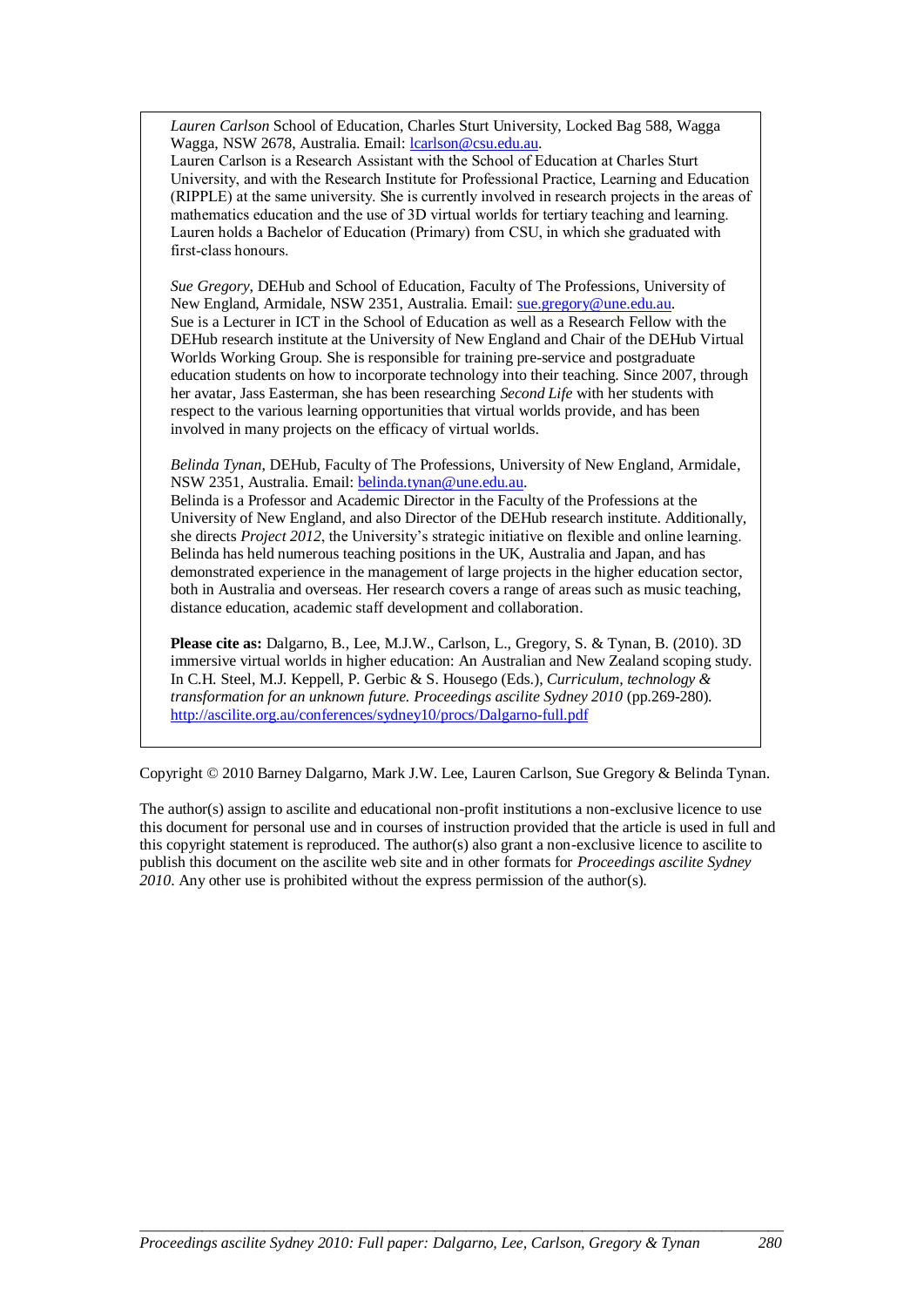*Lauren Carlson* School of Education, Charles Sturt University, Locked Bag 588, Wagga Wagga, NSW 2678, Australia. Email: lcarlson@csu.edu.au.
Lauren Carlson is a Research Assistant with the School of Education at Charles Sturt University, and with the Research Institute for Professional Practice, Learning and Education (RIPPLE) at the same university. She is currently involved in research projects in the areas of mathematics education and the use of 3D virtual worlds for tertiary teaching and learning. Lauren holds a Bachelor of Education (Primary) from CSU, in which she graduated with first-class honours.

*Sue Gregory*, DEHub and School of Education, Faculty of The Professions, University of New England, Armidale, NSW 2351, Australia. Email: sue.gregory@une.edu.au.
Sue is a Lecturer in ICT in the School of Education as well as a Research Fellow with the DEHub research institute at the University of New England and Chair of the DEHub Virtual Worlds Working Group. She is responsible for training pre-service and postgraduate education students on how to incorporate technology into their teaching. Since 2007, through her avatar, Jass Easterman, she has been researching *Second Life* with her students with respect to the various learning opportunities that virtual worlds provide, and has been involved in many projects on the efficacy of virtual worlds.

*Belinda Tynan*, DEHub, Faculty of The Professions, University of New England, Armidale, NSW 2351, Australia. Email: belinda.tynan@une.edu.au.
Belinda is a Professor and Academic Director in the Faculty of the Professions at the University of New England, and also Director of the DEHub research institute. Additionally, she directs *Project 2012*, the University's strategic initiative on flexible and online learning. Belinda has held numerous teaching positions in the UK, Australia and Japan, and has demonstrated experience in the management of large projects in the higher education sector, both in Australia and overseas. Her research covers a range of areas such as music teaching, distance education, academic staff development and collaboration.

**Please cite as:** Dalgarno, B., Lee, M.J.W., Carlson, L., Gregory, S. & Tynan, B. (2010). 3D immersive virtual worlds in higher education: An Australian and New Zealand scoping study. In C.H. Steel, M.J. Keppell, P. Gerbic & S. Housego (Eds.), *Curriculum, technology & transformation for an unknown future. Proceedings ascilite Sydney 2010* (pp.269-280). http://ascilite.org.au/conferences/sydney10/procs/Dalgarno-full.pdf

Copyright © 2010 Barney Dalgarno, Mark J.W. Lee, Lauren Carlson, Sue Gregory & Belinda Tynan.

The author(s) assign to ascilite and educational non-profit institutions a non-exclusive licence to use this document for personal use and in courses of instruction provided that the article is used in full and this copyright statement is reproduced. The author(s) also grant a non-exclusive licence to ascilite to publish this document on the ascilite web site and in other formats for *Proceedings ascilite Sydney 2010*. Any other use is prohibited without the express permission of the author(s).